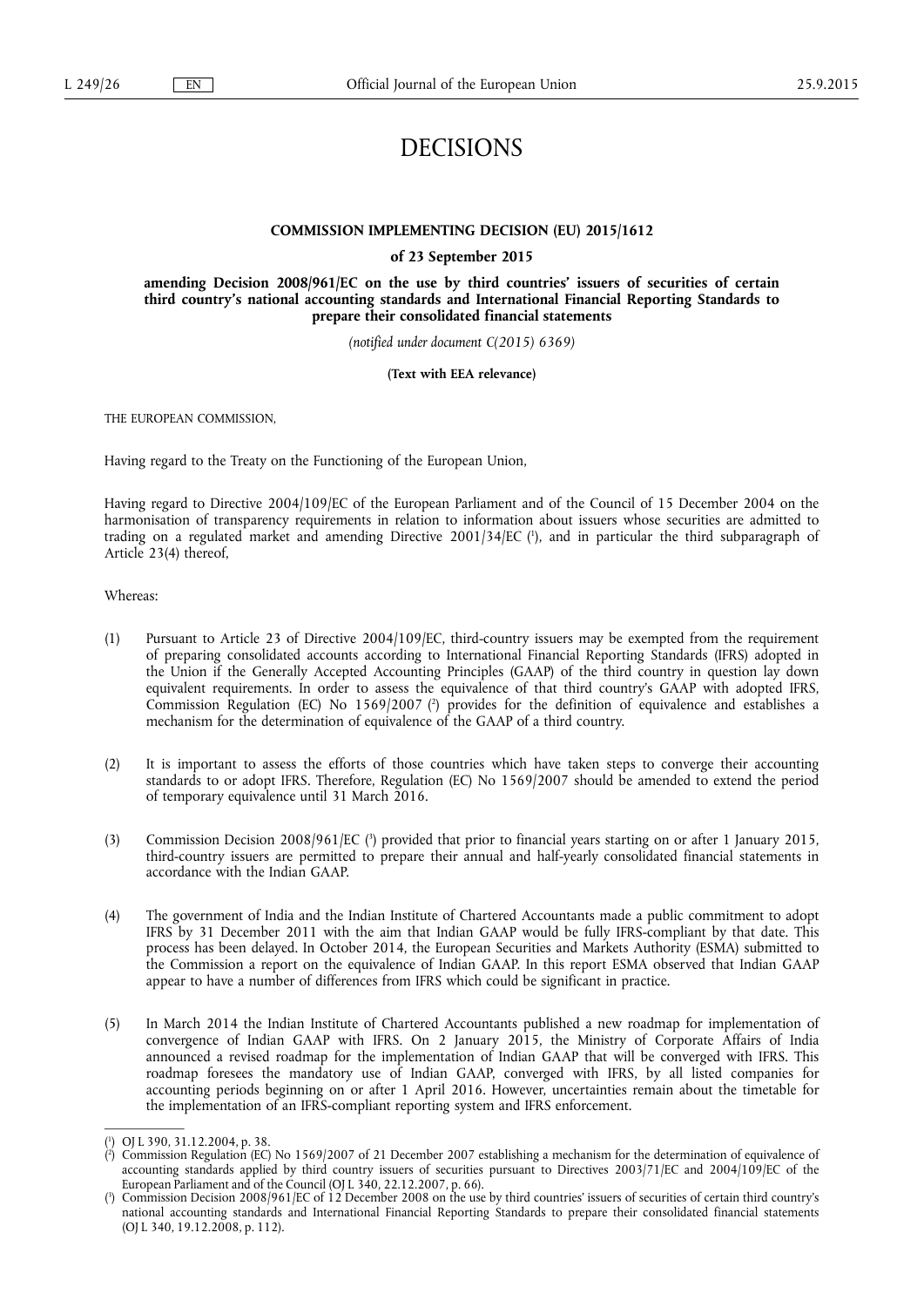# DECISIONS

## COMMISSION IMPLEMENTING DECISION (EU) 2015/1612

### of 23 September 2015

### amending Decision 2008/961/EC on the use by third countries' issuers of securities of certain third country's national accounting standards and International Financial Reporting Standards to prepare their consolidated financial statements

*(notified under document C(2015) 6369)*

**(Text with EEA relevance)**

THE EUROPEAN COMMISSION,

Having regard to the Treaty on the Functioning of the European Union,

Having regard to Directive 2004/109/EC of the European Parliament and of the Council of 15 December 2004 on the harmonisation of transparency requirements in relation to information about issuers whose securities are admitted to trading on a regulated market and amending Directive 2001/34/EC [1], and in particular the third subparagraph of Article 23(4) thereof,

Whereas:

(1) Pursuant to Article 23 of Directive 2004/109/EC, third-country issuers may be exempted from the requirement of preparing consolidated accounts according to International Financial Reporting Standards (IFRS) adopted in the Union if the Generally Accepted Accounting Principles (GAAP) of the third country in question lay down equivalent requirements. In order to assess the equivalence of that third country's GAAP with adopted IFRS, Commission Regulation (EC) No 1569/2007 [2] provides for the definition of equivalence and establishes a mechanism for the determination of equivalence of the GAAP of a third country.

(2) It is important to assess the efforts of those countries which have taken steps to converge their accounting standards to or adopt IFRS. Therefore, Regulation (EC) No 1569/2007 should be amended to extend the period of temporary equivalence until 31 March 2016.

(3) Commission Decision 2008/961/EC [3] provided that prior to financial years starting on or after 1 January 2015, third-country issuers are permitted to prepare their annual and half-yearly consolidated financial statements in accordance with the Indian GAAP.

(4) The government of India and the Indian Institute of Chartered Accountants made a public commitment to adopt IFRS by 31 December 2011 with the aim that Indian GAAP would be fully IFRS-compliant by that date. This process has been delayed. In October 2014, the European Securities and Markets Authority (ESMA) submitted to the Commission a report on the equivalence of Indian GAAP. In this report ESMA observed that Indian GAAP appear to have a number of differences from IFRS which could be significant in practice.

(5) In March 2014 the Indian Institute of Chartered Accountants published a new roadmap for implementation of convergence of Indian GAAP with IFRS. On 2 January 2015, the Ministry of Corporate Affairs of India announced a revised roadmap for the implementation of Indian GAAP that will be converged with IFRS. This roadmap foresees the mandatory use of Indian GAAP, converged with IFRS, by all listed companies for accounting periods beginning on or after 1 April 2016. However, uncertainties remain about the timetable for the implementation of an IFRS-compliant reporting system and IFRS enforcement.

---

[1] OJ L 390, 31.12.2004, p. 38.

[2] Commission Regulation (EC) No 1569/2007 of 21 December 2007 establishing a mechanism for the determination of equivalence of accounting standards applied by third country issuers of securities pursuant to Directives 2003/71/EC and 2004/109/EC of the European Parliament and of the Council (OJ L 340, 22.12.2007, p. 66).

[3] Commission Decision 2008/961/EC of 12 December 2008 on the use by third countries' issuers of securities of certain third country's national accounting standards and International Financial Reporting Standards to prepare their consolidated financial statements (OJ L 340, 19.12.2008, p. 112).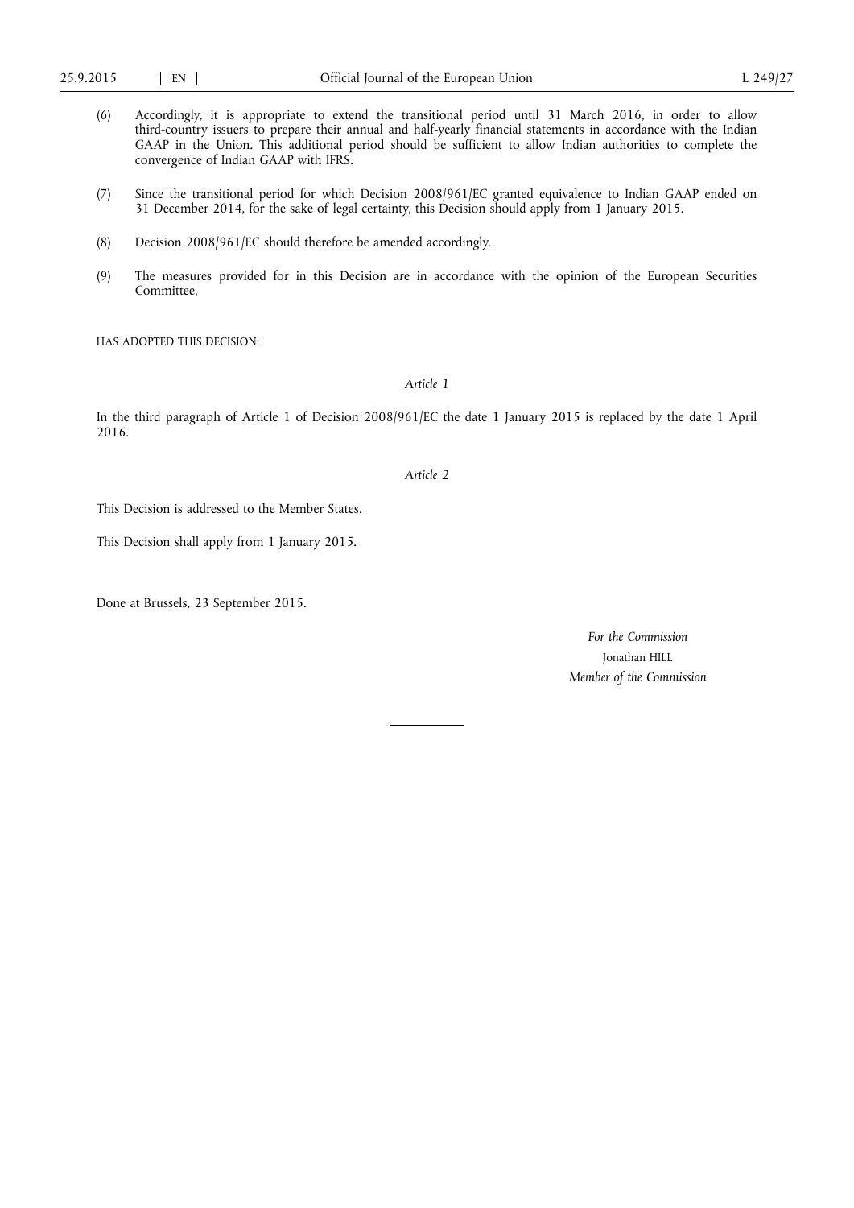(6) Accordingly, it is appropriate to extend the transitional period until 31 March 2016, in order to allow third-country issuers to prepare their annual and half-yearly financial statements in accordance with the Indian GAAP in the Union. This additional period should be sufficient to allow Indian authorities to complete the convergence of Indian GAAP with IFRS.

(7) Since the transitional period for which Decision 2008/961/EC granted equivalence to Indian GAAP ended on 31 December 2014, for the sake of legal certainty, this Decision should apply from 1 January 2015.

(8) Decision 2008/961/EC should therefore be amended accordingly.

(9) The measures provided for in this Decision are in accordance with the opinion of the European Securities Committee,

HAS ADOPTED THIS DECISION:

*Article 1*

In the third paragraph of Article 1 of Decision 2008/961/EC the date 1 January 2015 is replaced by the date 1 April 2016.

*Article 2*

This Decision is addressed to the Member States.

This Decision shall apply from 1 January 2015.

Done at Brussels, 23 September 2015.

*For the Commission*

Jonathan HILL

*Member of the Commission*